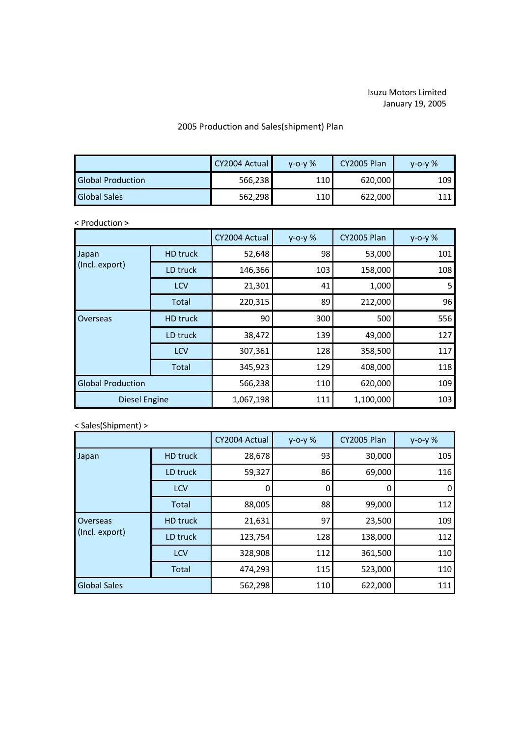Isuzu Motors Limited
January 19, 2005

## 2005 Production and Sales(shipment) Plan

| | CY2004 Actual | y-o-y % | CY2005 Plan | y-o-y % |
|---|---|---|---|---|
| Global Production | 566,238 | 110 | 620,000 | 109 |
| Global Sales | 562,298 | 110 | 622,000 | 111 |

< Production >

| | | CY2004 Actual | y-o-y % | CY2005 Plan | y-o-y % |
|---|---|---|---|---|---|
| Japan (Incl. export) | HD truck | 52,648 | 98 | 53,000 | 101 |
| | LD truck | 146,366 | 103 | 158,000 | 108 |
| | LCV | 21,301 | 41 | 1,000 | 5 |
| | Total | 220,315 | 89 | 212,000 | 96 |
| Overseas | HD truck | 90 | 300 | 500 | 556 |
| | LD truck | 38,472 | 139 | 49,000 | 127 |
| | LCV | 307,361 | 128 | 358,500 | 117 |
| | Total | 345,923 | 129 | 408,000 | 118 |
| Global Production | | 566,238 | 110 | 620,000 | 109 |
| Diesel Engine | | 1,067,198 | 111 | 1,100,000 | 103 |

< Sales(Shipment) >

| | | CY2004 Actual | y-o-y % | CY2005 Plan | y-o-y % |
|---|---|---|---|---|---|
| Japan | HD truck | 28,678 | 93 | 30,000 | 105 |
| | LD truck | 59,327 | 86 | 69,000 | 116 |
| | LCV | 0 | 0 | 0 | 0 |
| | Total | 88,005 | 88 | 99,000 | 112 |
| Overseas (Incl. export) | HD truck | 21,631 | 97 | 23,500 | 109 |
| | LD truck | 123,754 | 128 | 138,000 | 112 |
| | LCV | 328,908 | 112 | 361,500 | 110 |
| | Total | 474,293 | 115 | 523,000 | 110 |
| Global Sales | | 562,298 | 110 | 622,000 | 111 |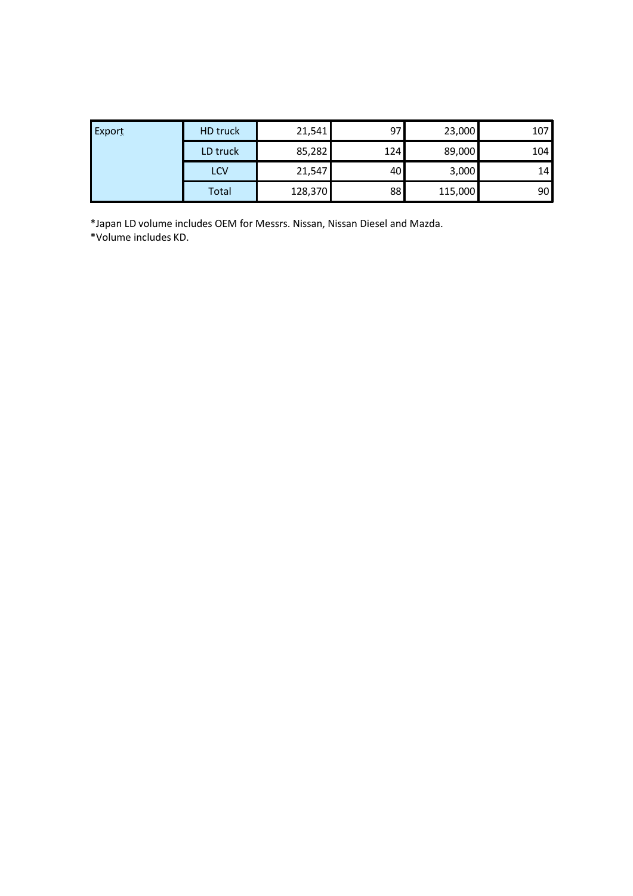| | | | | | |
|---|---|---|---|---|---|
| Export | HD truck | 21,541 | 97 | 23,000 | 107 |
| | LD truck | 85,282 | 124 | 89,000 | 104 |
| | LCV | 21,547 | 40 | 3,000 | 14 |
| | Total | 128,370 | 88 | 115,000 | 90 |

*Japan LD volume includes OEM for Messrs. Nissan, Nissan Diesel and Mazda.
*Volume includes KD.